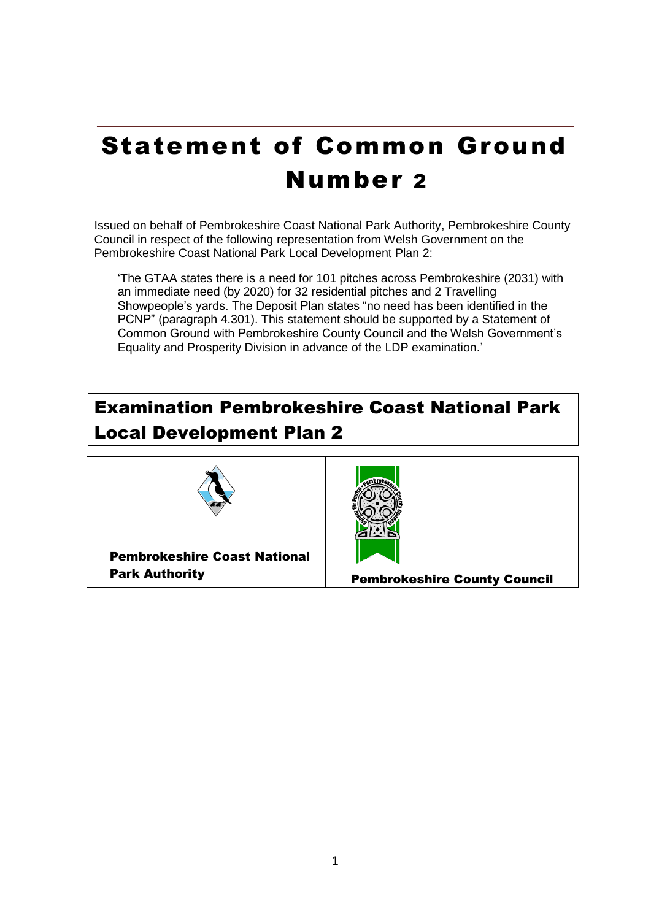# Statement of Common Ground Number 2

Issued on behalf of Pembrokeshire Coast National Park Authority, Pembrokeshire County Council in respect of the following representation from Welsh Government on the Pembrokeshire Coast National Park Local Development Plan 2:

> 'The GTAA states there is a need for 101 pitches across Pembrokeshire (2031) with an immediate need (by 2020) for 32 residential pitches and 2 Travelling Showpeople's yards. The Deposit Plan states "no need has been identified in the PCNP" (paragraph 4.301). This statement should be supported by a Statement of Common Ground with Pembrokeshire County Council and the Welsh Government's Equality and Prosperity Division in advance of the LDP examination.'

## Examination Pembrokeshire Coast National Park Local Development Plan 2

| Pembrokeshire Coast National Park Authority | Pembrokeshire County Council |
| --- | --- |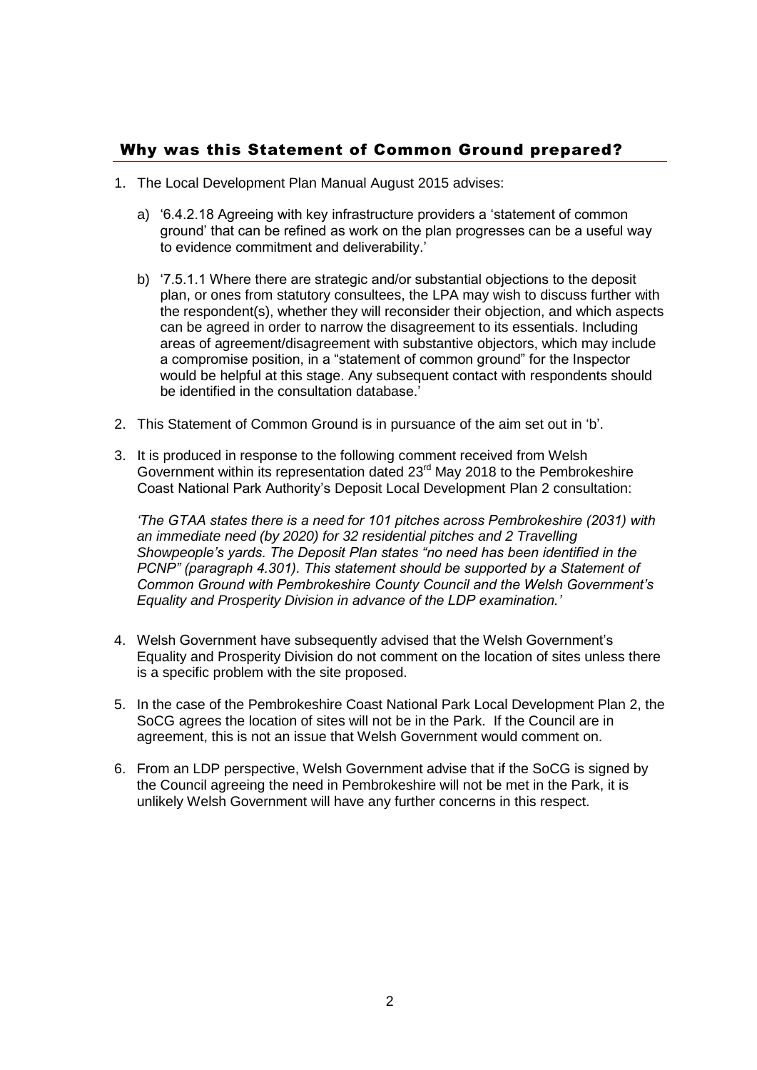## Why was this Statement of Common Ground prepared?

1. The Local Development Plan Manual August 2015 advises:

   a) '6.4.2.18 Agreeing with key infrastructure providers a 'statement of common ground' that can be refined as work on the plan progresses can be a useful way to evidence commitment and deliverability.'

   b) '7.5.1.1 Where there are strategic and/or substantial objections to the deposit plan, or ones from statutory consultees, the LPA may wish to discuss further with the respondent(s), whether they will reconsider their objection, and which aspects can be agreed in order to narrow the disagreement to its essentials. Including areas of agreement/disagreement with substantive objectors, which may include a compromise position, in a "statement of common ground" for the Inspector would be helpful at this stage. Any subsequent contact with respondents should be identified in the consultation database.'

2. This Statement of Common Ground is in pursuance of the aim set out in 'b'.

3. It is produced in response to the following comment received from Welsh Government within its representation dated 23rd May 2018 to the Pembrokeshire Coast National Park Authority's Deposit Local Development Plan 2 consultation:

   *'The GTAA states there is a need for 101 pitches across Pembrokeshire (2031) with an immediate need (by 2020) for 32 residential pitches and 2 Travelling Showpeople's yards. The Deposit Plan states "no need has been identified in the PCNP" (paragraph 4.301). This statement should be supported by a Statement of Common Ground with Pembrokeshire County Council and the Welsh Government's Equality and Prosperity Division in advance of the LDP examination.'*

4. Welsh Government have subsequently advised that the Welsh Government's Equality and Prosperity Division do not comment on the location of sites unless there is a specific problem with the site proposed.

5. In the case of the Pembrokeshire Coast National Park Local Development Plan 2, the SoCG agrees the location of sites will not be in the Park. If the Council are in agreement, this is not an issue that Welsh Government would comment on.

6. From an LDP perspective, Welsh Government advise that if the SoCG is signed by the Council agreeing the need in Pembrokeshire will not be met in the Park, it is unlikely Welsh Government will have any further concerns in this respect.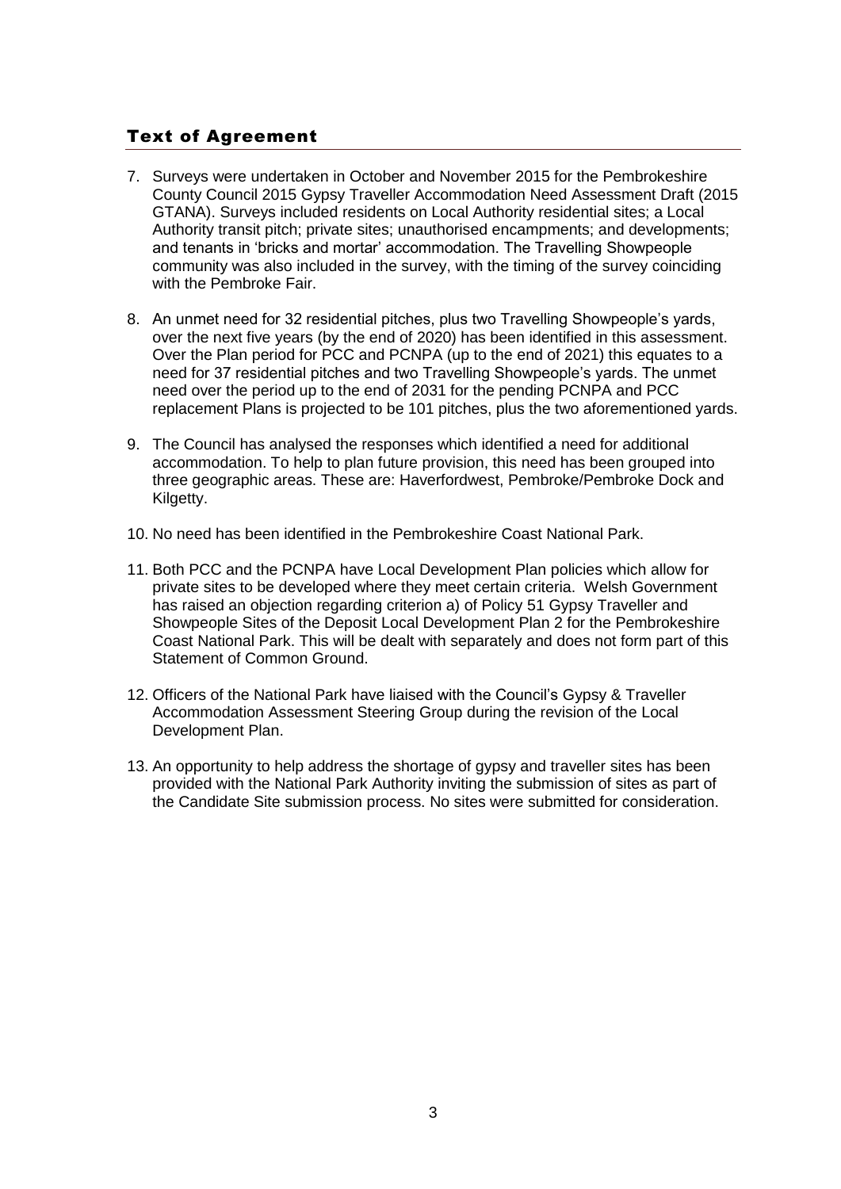## Text of Agreement

7. Surveys were undertaken in October and November 2015 for the Pembrokeshire County Council 2015 Gypsy Traveller Accommodation Need Assessment Draft (2015 GTANA). Surveys included residents on Local Authority residential sites; a Local Authority transit pitch; private sites; unauthorised encampments; and developments; and tenants in 'bricks and mortar' accommodation. The Travelling Showpeople community was also included in the survey, with the timing of the survey coinciding with the Pembroke Fair.

8. An unmet need for 32 residential pitches, plus two Travelling Showpeople's yards, over the next five years (by the end of 2020) has been identified in this assessment. Over the Plan period for PCC and PCNPA (up to the end of 2021) this equates to a need for 37 residential pitches and two Travelling Showpeople's yards. The unmet need over the period up to the end of 2031 for the pending PCNPA and PCC replacement Plans is projected to be 101 pitches, plus the two aforementioned yards.

9. The Council has analysed the responses which identified a need for additional accommodation. To help to plan future provision, this need has been grouped into three geographic areas. These are: Haverfordwest, Pembroke/Pembroke Dock and Kilgetty.

10. No need has been identified in the Pembrokeshire Coast National Park.

11. Both PCC and the PCNPA have Local Development Plan policies which allow for private sites to be developed where they meet certain criteria. Welsh Government has raised an objection regarding criterion a) of Policy 51 Gypsy Traveller and Showpeople Sites of the Deposit Local Development Plan 2 for the Pembrokeshire Coast National Park. This will be dealt with separately and does not form part of this Statement of Common Ground.

12. Officers of the National Park have liaised with the Council's Gypsy & Traveller Accommodation Assessment Steering Group during the revision of the Local Development Plan.

13. An opportunity to help address the shortage of gypsy and traveller sites has been provided with the National Park Authority inviting the submission of sites as part of the Candidate Site submission process. No sites were submitted for consideration.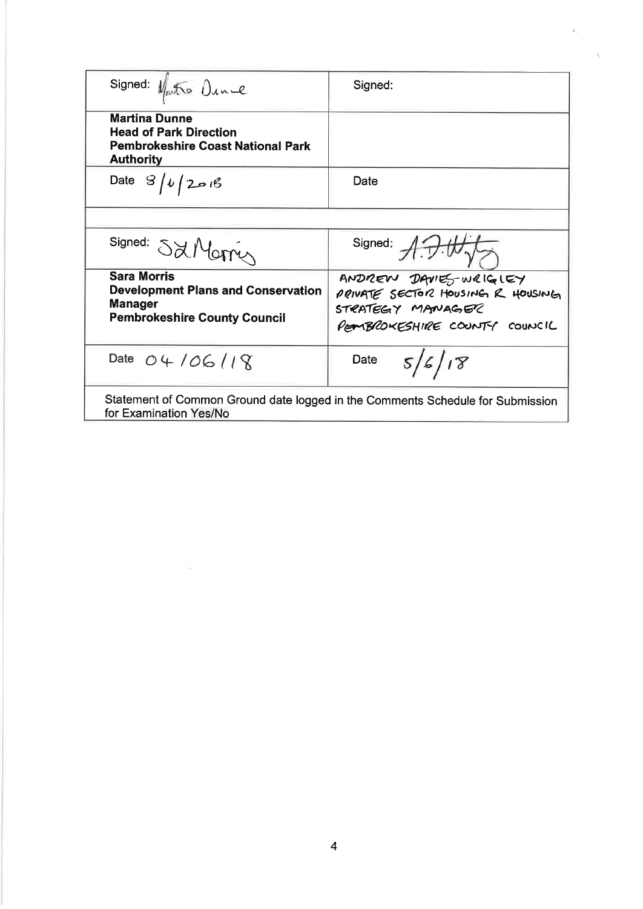| | |
|---|---|
| Signed: Martina Dunne | Signed: |
| **Martina Dunne**<br>**Head of Park Direction**<br>**Pembrokeshire Coast National Park Authority** | |
| Date 8/6/2018 | Date |

| | |
|---|---|
| Signed: SL Morris | Signed: A.D.Wrigley |
| **Sara Morris**<br>**Development Plans and Conservation Manager**<br>**Pembrokeshire County Council** | ANDREW DAVIES-WRIGLEY<br>PRIVATE SECTOR HOUSING & HOUSING STRATEGY MANAGER<br>PEMBROKESHIRE COUNTY COUNCIL |
| Date 04/06/18 | Date 5/6/18 |

Statement of Common Ground date logged in the Comments Schedule for Submission for Examination Yes/No